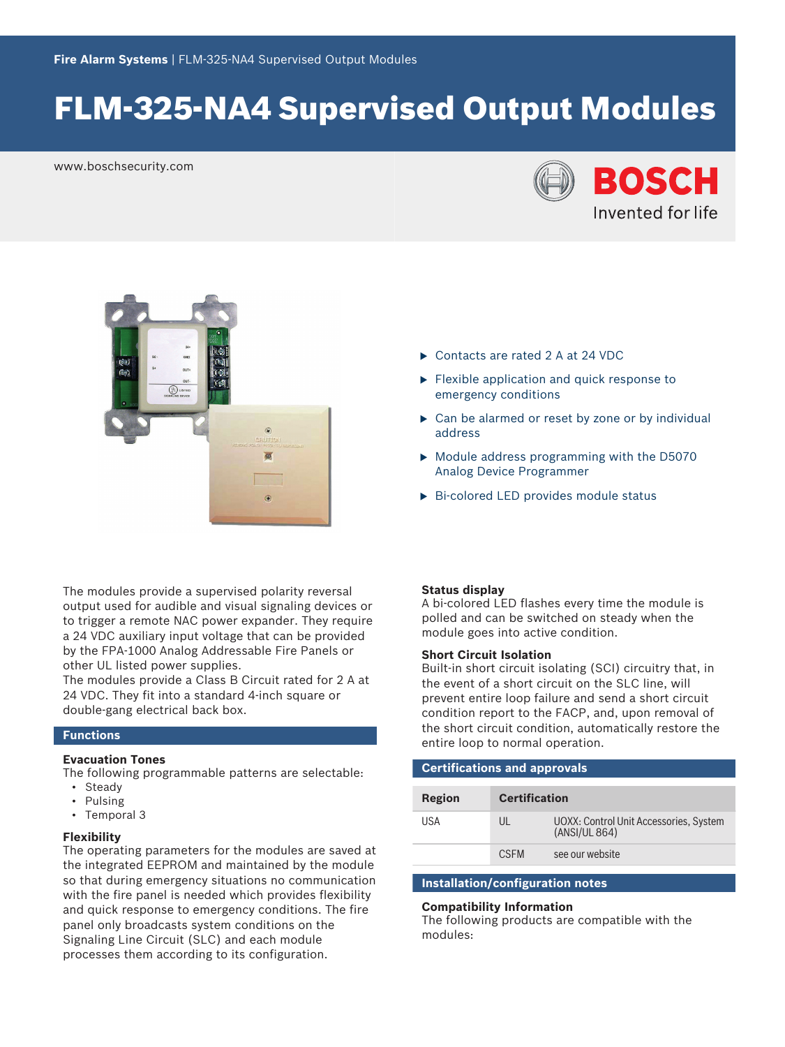Fire Alarm Systems | FLM-325-NA4 Supervised Output Modules

# FLM-325-NA4 Supervised Output Modules

www.boschsecurity.com

BOSCH
Invented for life

- Contacts are rated 2 A at 24 VDC
- Flexible application and quick response to emergency conditions
- Can be alarmed or reset by zone or by individual address
- Module address programming with the D5070 Analog Device Programmer
- Bi-colored LED provides module status

The modules provide a supervised polarity reversal output used for audible and visual signaling devices or to trigger a remote NAC power expander. They require a 24 VDC auxiliary input voltage that can be provided by the FPA-1000 Analog Addressable Fire Panels or other UL listed power supplies.
The modules provide a Class B Circuit rated for 2 A at 24 VDC. They fit into a standard 4-inch square or double-gang electrical back box.

## Functions

### Evacuation Tones

The following programmable patterns are selectable:

- Steady
- Pulsing
- Temporal 3

### Flexibility

The operating parameters for the modules are saved at the integrated EEPROM and maintained by the module so that during emergency situations no communication with the fire panel is needed which provides flexibility and quick response to emergency conditions. The fire panel only broadcasts system conditions on the Signaling Line Circuit (SLC) and each module processes them according to its configuration.

### Status display

A bi-colored LED flashes every time the module is polled and can be switched on steady when the module goes into active condition.

### Short Circuit Isolation

Built-in short circuit isolating (SCI) circuitry that, in the event of a short circuit on the SLC line, will prevent entire loop failure and send a short circuit condition report to the FACP, and, upon removal of the short circuit condition, automatically restore the entire loop to normal operation.

## Certifications and approvals

| Region | Certification | |
|---|---|---|
| USA | UL | UOXX: Control Unit Accessories, System (ANSI/UL 864) |
| | CSFM | see our website |

## Installation/configuration notes

### Compatibility Information

The following products are compatible with the modules: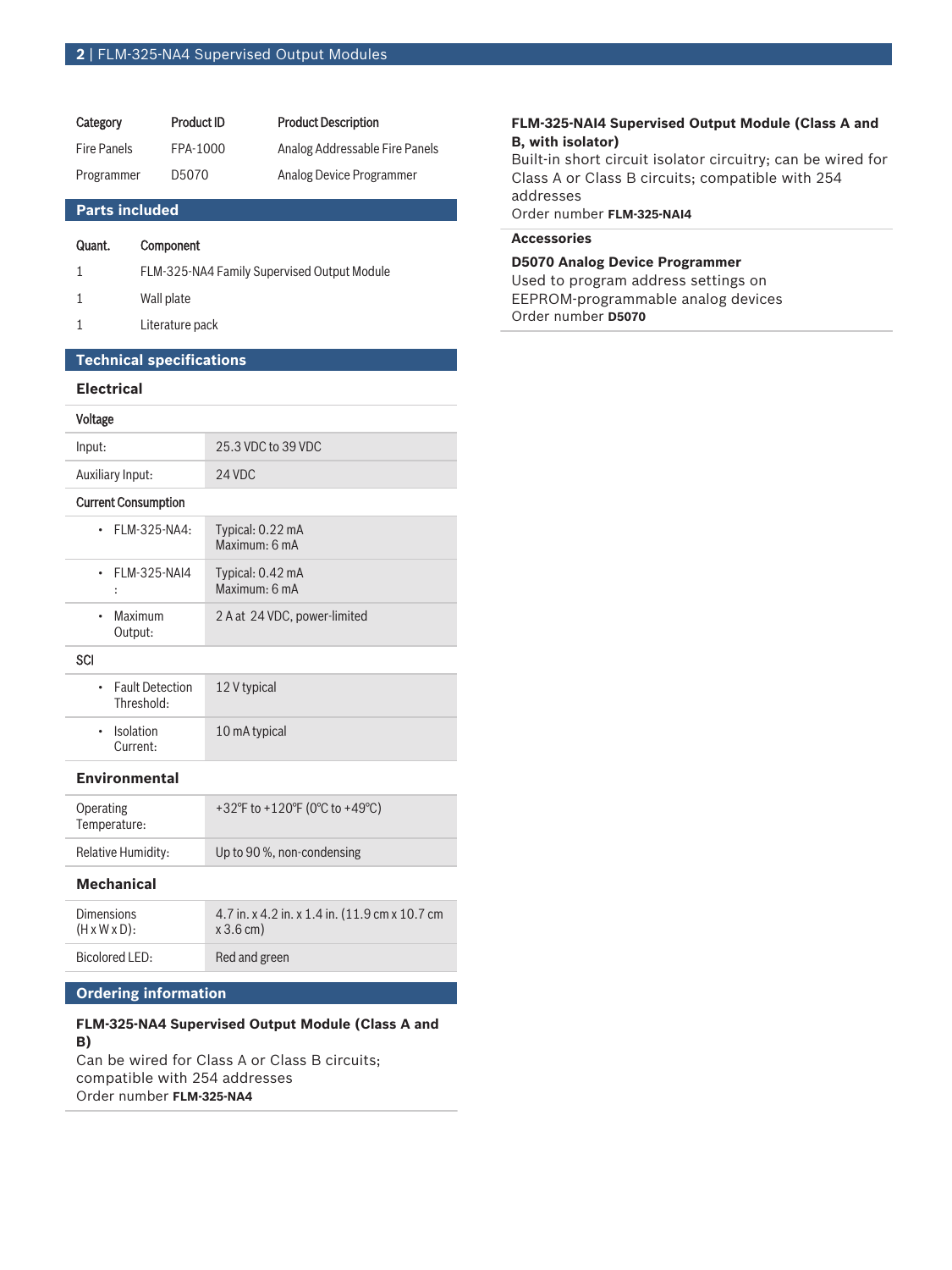| Category | Product ID | Product Description |
| --- | --- | --- |
| Fire Panels | FPA-1000 | Analog Addressable Fire Panels |
| Programmer | D5070 | Analog Device Programmer |

## Parts included

| Quant. | Component |
| --- | --- |
| 1 | FLM-325-NA4 Family Supervised Output Module |
| 1 | Wall plate |
| 1 | Literature pack |

## Technical specifications

### Electrical

| Voltage | |
| --- | --- |
| Input: | 25.3 VDC to 39 VDC |
| Auxiliary Input: | 24 VDC |
| **Current Consumption** | |
| • FLM-325-NA4: | Typical: 0.22 mA<br>Maximum: 6 mA |
| • FLM-325-NAI4 : | Typical: 0.42 mA<br>Maximum: 6 mA |
| • Maximum Output: | 2 A at 24 VDC, power-limited |
| **SCI** | |
| • Fault Detection Threshold: | 12 V typical |
| • Isolation Current: | 10 mA typical |

### Environmental

| | |
| --- | --- |
| Operating Temperature: | +32°F to +120°F (0°C to +49°C) |
| Relative Humidity: | Up to 90 %, non-condensing |

### Mechanical

| | |
| --- | --- |
| Dimensions (H x W x D): | 4.7 in. x 4.2 in. x 1.4 in. (11.9 cm x 10.7 cm x 3.6 cm) |
| Bicolored LED: | Red and green |

## Ordering information

**FLM-325-NA4 Supervised Output Module (Class A and B)**
Can be wired for Class A or Class B circuits; compatible with 254 addresses
Order number **FLM-325-NA4**

**FLM-325-NAI4 Supervised Output Module (Class A and B, with isolator)**
Built-in short circuit isolator circuitry; can be wired for Class A or Class B circuits; compatible with 254 addresses
Order number **FLM-325-NAI4**

### Accessories

**D5070 Analog Device Programmer**
Used to program address settings on EEPROM-programmable analog devices
Order number **D5070**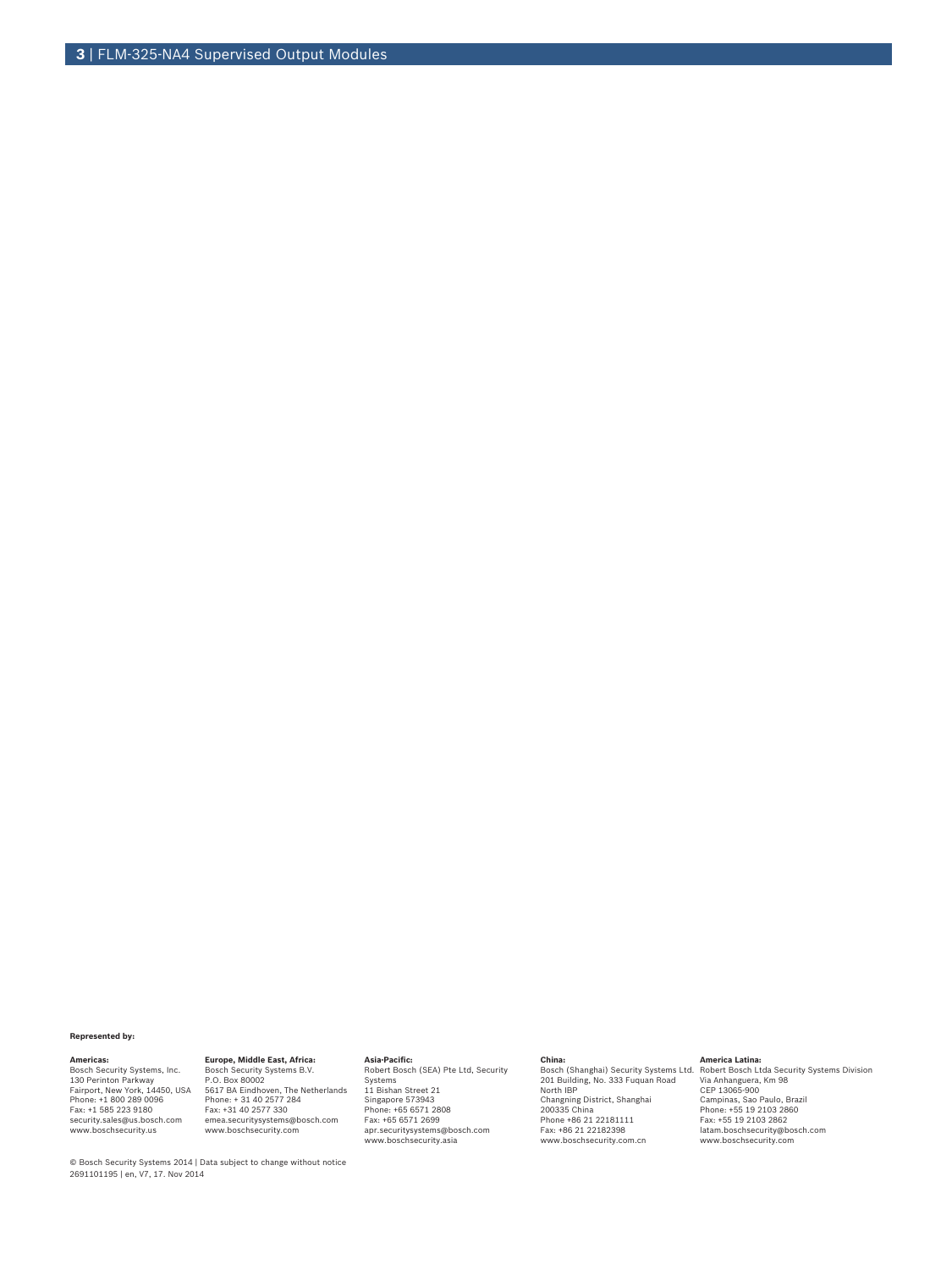**Represented by:**

**Americas:**
Bosch Security Systems, Inc.
130 Perinton Parkway
Fairport, New York, 14450, USA
Phone: +1 800 289 0096
Fax: +1 585 223 9180
security.sales@us.bosch.com
www.boschsecurity.us

**Europe, Middle East, Africa:**
Bosch Security Systems B.V.
P.O. Box 80002
5617 BA Eindhoven, The Netherlands
Phone: + 31 40 2577 284
Fax: +31 40 2577 330
emea.securitysystems@bosch.com
www.boschsecurity.com

**Asia-Pacific:**
Robert Bosch (SEA) Pte Ltd, Security Systems
11 Bishan Street 21
Singapore 573943
Phone: +65 6571 2808
Fax: +65 6571 2699
apr.securitysystems@bosch.com
www.boschsecurity.asia

**China:**
Bosch (Shanghai) Security Systems Ltd.
201 Building, No. 333 Fuquan Road
North IBP
Changning District, Shanghai
200335 China
Phone +86 21 22181111
Fax: +86 21 22182398
www.boschsecurity.com.cn

**America Latina:**
Robert Bosch Ltda Security Systems Division
Via Anhanguera, Km 98
CEP 13065-900
Campinas, Sao Paulo, Brazil
Phone: +55 19 2103 2860
Fax: +55 19 2103 2862
latam.boschsecurity@bosch.com
www.boschsecurity.com

© Bosch Security Systems 2014 | Data subject to change without notice
2691101195 | en, V7, 17. Nov 2014